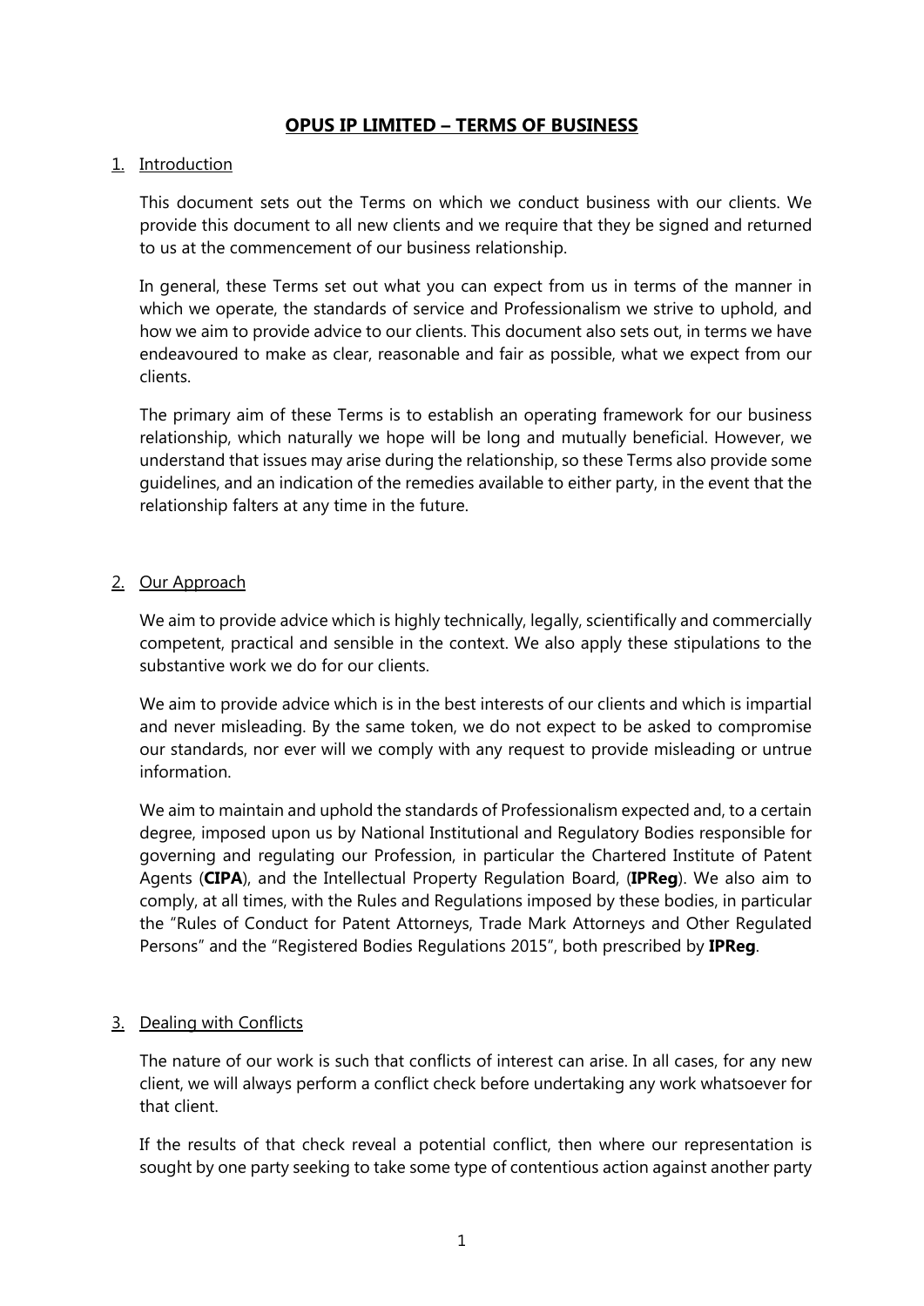# OPUS IP LIMITED – TERMS OF BUSINESS

## 1. Introduction

This document sets out the Terms on which we conduct business with our clients. We provide this document to all new clients and we require that they be signed and returned to us at the commencement of our business relationship.

In general, these Terms set out what you can expect from us in terms of the manner in which we operate, the standards of service and Professionalism we strive to uphold, and how we aim to provide advice to our clients. This document also sets out, in terms we have endeavoured to make as clear, reasonable and fair as possible, what we expect from our clients.

The primary aim of these Terms is to establish an operating framework for our business relationship, which naturally we hope will be long and mutually beneficial. However, we understand that issues may arise during the relationship, so these Terms also provide some guidelines, and an indication of the remedies available to either party, in the event that the relationship falters at any time in the future.

## 2. Our Approach

We aim to provide advice which is highly technically, legally, scientifically and commercially competent, practical and sensible in the context. We also apply these stipulations to the substantive work we do for our clients.

We aim to provide advice which is in the best interests of our clients and which is impartial and never misleading. By the same token, we do not expect to be asked to compromise our standards, nor ever will we comply with any request to provide misleading or untrue information.

We aim to maintain and uphold the standards of Professionalism expected and, to a certain degree, imposed upon us by National Institutional and Regulatory Bodies responsible for governing and regulating our Profession, in particular the Chartered Institute of Patent Agents (**CIPA**), and the Intellectual Property Regulation Board, (**IPReg**). We also aim to comply, at all times, with the Rules and Regulations imposed by these bodies, in particular the "Rules of Conduct for Patent Attorneys, Trade Mark Attorneys and Other Regulated Persons" and the "Registered Bodies Regulations 2015", both prescribed by **IPReg**.

## 3. Dealing with Conflicts

The nature of our work is such that conflicts of interest can arise. In all cases, for any new client, we will always perform a conflict check before undertaking any work whatsoever for that client.

If the results of that check reveal a potential conflict, then where our representation is sought by one party seeking to take some type of contentious action against another party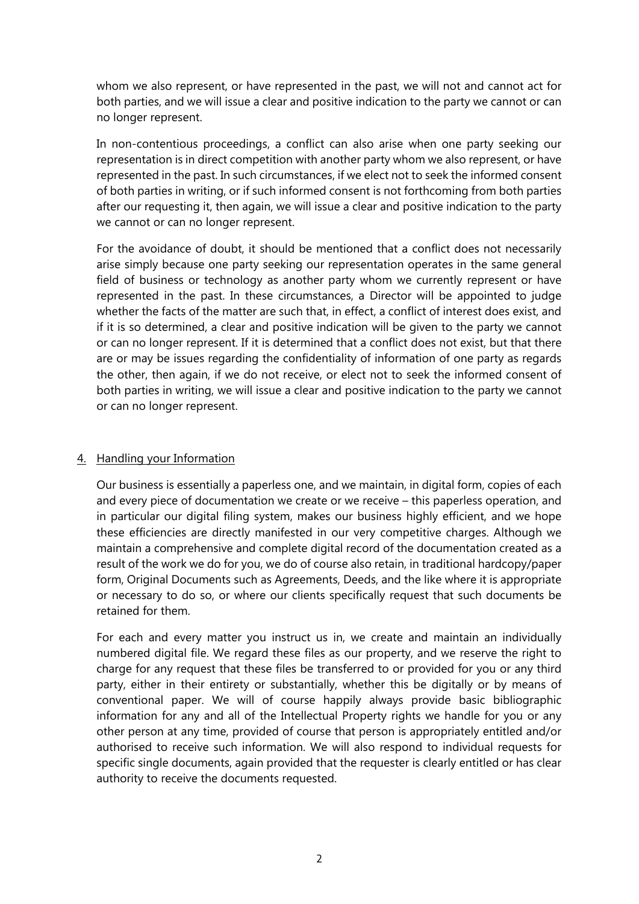whom we also represent, or have represented in the past, we will not and cannot act for both parties, and we will issue a clear and positive indication to the party we cannot or can no longer represent.

In non-contentious proceedings, a conflict can also arise when one party seeking our representation is in direct competition with another party whom we also represent, or have represented in the past. In such circumstances, if we elect not to seek the informed consent of both parties in writing, or if such informed consent is not forthcoming from both parties after our requesting it, then again, we will issue a clear and positive indication to the party we cannot or can no longer represent.

For the avoidance of doubt, it should be mentioned that a conflict does not necessarily arise simply because one party seeking our representation operates in the same general field of business or technology as another party whom we currently represent or have represented in the past. In these circumstances, a Director will be appointed to judge whether the facts of the matter are such that, in effect, a conflict of interest does exist, and if it is so determined, a clear and positive indication will be given to the party we cannot or can no longer represent. If it is determined that a conflict does not exist, but that there are or may be issues regarding the confidentiality of information of one party as regards the other, then again, if we do not receive, or elect not to seek the informed consent of both parties in writing, we will issue a clear and positive indication to the party we cannot or can no longer represent.

## 4. Handling your Information

Our business is essentially a paperless one, and we maintain, in digital form, copies of each and every piece of documentation we create or we receive – this paperless operation, and in particular our digital filing system, makes our business highly efficient, and we hope these efficiencies are directly manifested in our very competitive charges. Although we maintain a comprehensive and complete digital record of the documentation created as a result of the work we do for you, we do of course also retain, in traditional hardcopy/paper form, Original Documents such as Agreements, Deeds, and the like where it is appropriate or necessary to do so, or where our clients specifically request that such documents be retained for them.

For each and every matter you instruct us in, we create and maintain an individually numbered digital file. We regard these files as our property, and we reserve the right to charge for any request that these files be transferred to or provided for you or any third party, either in their entirety or substantially, whether this be digitally or by means of conventional paper. We will of course happily always provide basic bibliographic information for any and all of the Intellectual Property rights we handle for you or any other person at any time, provided of course that person is appropriately entitled and/or authorised to receive such information. We will also respond to individual requests for specific single documents, again provided that the requester is clearly entitled or has clear authority to receive the documents requested.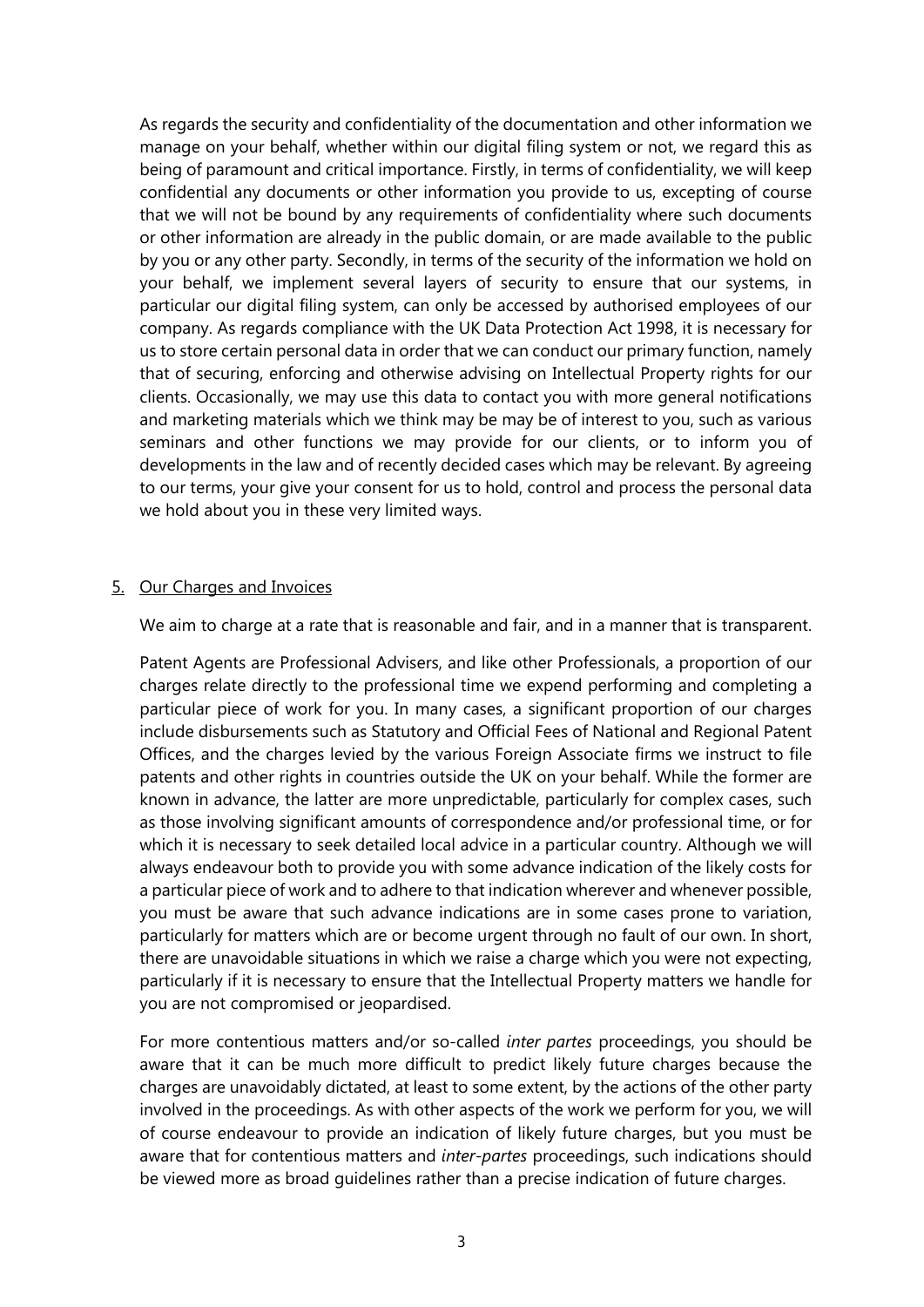As regards the security and confidentiality of the documentation and other information we manage on your behalf, whether within our digital filing system or not, we regard this as being of paramount and critical importance. Firstly, in terms of confidentiality, we will keep confidential any documents or other information you provide to us, excepting of course that we will not be bound by any requirements of confidentiality where such documents or other information are already in the public domain, or are made available to the public by you or any other party. Secondly, in terms of the security of the information we hold on your behalf, we implement several layers of security to ensure that our systems, in particular our digital filing system, can only be accessed by authorised employees of our company. As regards compliance with the UK Data Protection Act 1998, it is necessary for us to store certain personal data in order that we can conduct our primary function, namely that of securing, enforcing and otherwise advising on Intellectual Property rights for our clients. Occasionally, we may use this data to contact you with more general notifications and marketing materials which we think may be may be of interest to you, such as various seminars and other functions we may provide for our clients, or to inform you of developments in the law and of recently decided cases which may be relevant. By agreeing to our terms, your give your consent for us to hold, control and process the personal data we hold about you in these very limited ways.

5. <u>Our Charges and Invoices</u>

We aim to charge at a rate that is reasonable and fair, and in a manner that is transparent.

Patent Agents are Professional Advisers, and like other Professionals, a proportion of our charges relate directly to the professional time we expend performing and completing a particular piece of work for you. In many cases, a significant proportion of our charges include disbursements such as Statutory and Official Fees of National and Regional Patent Offices, and the charges levied by the various Foreign Associate firms we instruct to file patents and other rights in countries outside the UK on your behalf. While the former are known in advance, the latter are more unpredictable, particularly for complex cases, such as those involving significant amounts of correspondence and/or professional time, or for which it is necessary to seek detailed local advice in a particular country. Although we will always endeavour both to provide you with some advance indication of the likely costs for a particular piece of work and to adhere to that indication wherever and whenever possible, you must be aware that such advance indications are in some cases prone to variation, particularly for matters which are or become urgent through no fault of our own. In short, there are unavoidable situations in which we raise a charge which you were not expecting, particularly if it is necessary to ensure that the Intellectual Property matters we handle for you are not compromised or jeopardised.

For more contentious matters and/or so-called *inter partes* proceedings, you should be aware that it can be much more difficult to predict likely future charges because the charges are unavoidably dictated, at least to some extent, by the actions of the other party involved in the proceedings. As with other aspects of the work we perform for you, we will of course endeavour to provide an indication of likely future charges, but you must be aware that for contentious matters and *inter-partes* proceedings, such indications should be viewed more as broad guidelines rather than a precise indication of future charges.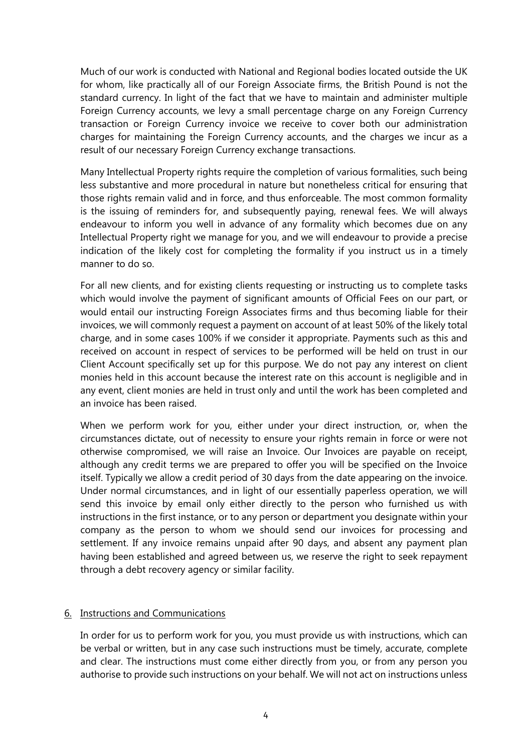Much of our work is conducted with National and Regional bodies located outside the UK for whom, like practically all of our Foreign Associate firms, the British Pound is not the standard currency. In light of the fact that we have to maintain and administer multiple Foreign Currency accounts, we levy a small percentage charge on any Foreign Currency transaction or Foreign Currency invoice we receive to cover both our administration charges for maintaining the Foreign Currency accounts, and the charges we incur as a result of our necessary Foreign Currency exchange transactions.

Many Intellectual Property rights require the completion of various formalities, such being less substantive and more procedural in nature but nonetheless critical for ensuring that those rights remain valid and in force, and thus enforceable. The most common formality is the issuing of reminders for, and subsequently paying, renewal fees. We will always endeavour to inform you well in advance of any formality which becomes due on any Intellectual Property right we manage for you, and we will endeavour to provide a precise indication of the likely cost for completing the formality if you instruct us in a timely manner to do so.

For all new clients, and for existing clients requesting or instructing us to complete tasks which would involve the payment of significant amounts of Official Fees on our part, or would entail our instructing Foreign Associates firms and thus becoming liable for their invoices, we will commonly request a payment on account of at least 50% of the likely total charge, and in some cases 100% if we consider it appropriate. Payments such as this and received on account in respect of services to be performed will be held on trust in our Client Account specifically set up for this purpose. We do not pay any interest on client monies held in this account because the interest rate on this account is negligible and in any event, client monies are held in trust only and until the work has been completed and an invoice has been raised.

When we perform work for you, either under your direct instruction, or, when the circumstances dictate, out of necessity to ensure your rights remain in force or were not otherwise compromised, we will raise an Invoice. Our Invoices are payable on receipt, although any credit terms we are prepared to offer you will be specified on the Invoice itself. Typically we allow a credit period of 30 days from the date appearing on the invoice. Under normal circumstances, and in light of our essentially paperless operation, we will send this invoice by email only either directly to the person who furnished us with instructions in the first instance, or to any person or department you designate within your company as the person to whom we should send our invoices for processing and settlement. If any invoice remains unpaid after 90 days, and absent any payment plan having been established and agreed between us, we reserve the right to seek repayment through a debt recovery agency or similar facility.

## 6. Instructions and Communications

In order for us to perform work for you, you must provide us with instructions, which can be verbal or written, but in any case such instructions must be timely, accurate, complete and clear. The instructions must come either directly from you, or from any person you authorise to provide such instructions on your behalf. We will not act on instructions unless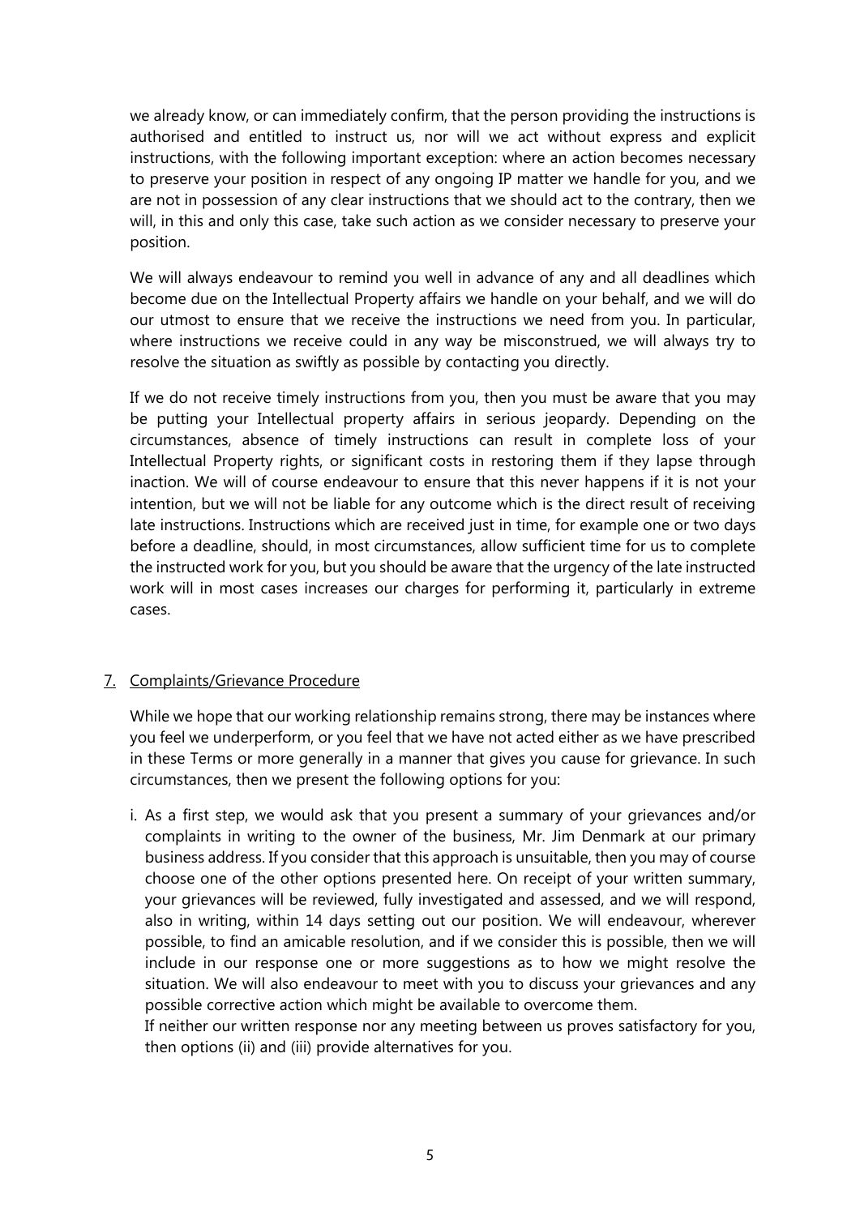we already know, or can immediately confirm, that the person providing the instructions is authorised and entitled to instruct us, nor will we act without express and explicit instructions, with the following important exception: where an action becomes necessary to preserve your position in respect of any ongoing IP matter we handle for you, and we are not in possession of any clear instructions that we should act to the contrary, then we will, in this and only this case, take such action as we consider necessary to preserve your position.

We will always endeavour to remind you well in advance of any and all deadlines which become due on the Intellectual Property affairs we handle on your behalf, and we will do our utmost to ensure that we receive the instructions we need from you. In particular, where instructions we receive could in any way be misconstrued, we will always try to resolve the situation as swiftly as possible by contacting you directly.

If we do not receive timely instructions from you, then you must be aware that you may be putting your Intellectual property affairs in serious jeopardy. Depending on the circumstances, absence of timely instructions can result in complete loss of your Intellectual Property rights, or significant costs in restoring them if they lapse through inaction. We will of course endeavour to ensure that this never happens if it is not your intention, but we will not be liable for any outcome which is the direct result of receiving late instructions. Instructions which are received just in time, for example one or two days before a deadline, should, in most circumstances, allow sufficient time for us to complete the instructed work for you, but you should be aware that the urgency of the late instructed work will in most cases increases our charges for performing it, particularly in extreme cases.

## 7. Complaints/Grievance Procedure

While we hope that our working relationship remains strong, there may be instances where you feel we underperform, or you feel that we have not acted either as we have prescribed in these Terms or more generally in a manner that gives you cause for grievance. In such circumstances, then we present the following options for you:

i. As a first step, we would ask that you present a summary of your grievances and/or complaints in writing to the owner of the business, Mr. Jim Denmark at our primary business address. If you consider that this approach is unsuitable, then you may of course choose one of the other options presented here. On receipt of your written summary, your grievances will be reviewed, fully investigated and assessed, and we will respond, also in writing, within 14 days setting out our position. We will endeavour, wherever possible, to find an amicable resolution, and if we consider this is possible, then we will include in our response one or more suggestions as to how we might resolve the situation. We will also endeavour to meet with you to discuss your grievances and any possible corrective action which might be available to overcome them.

   If neither our written response nor any meeting between us proves satisfactory for you, then options (ii) and (iii) provide alternatives for you.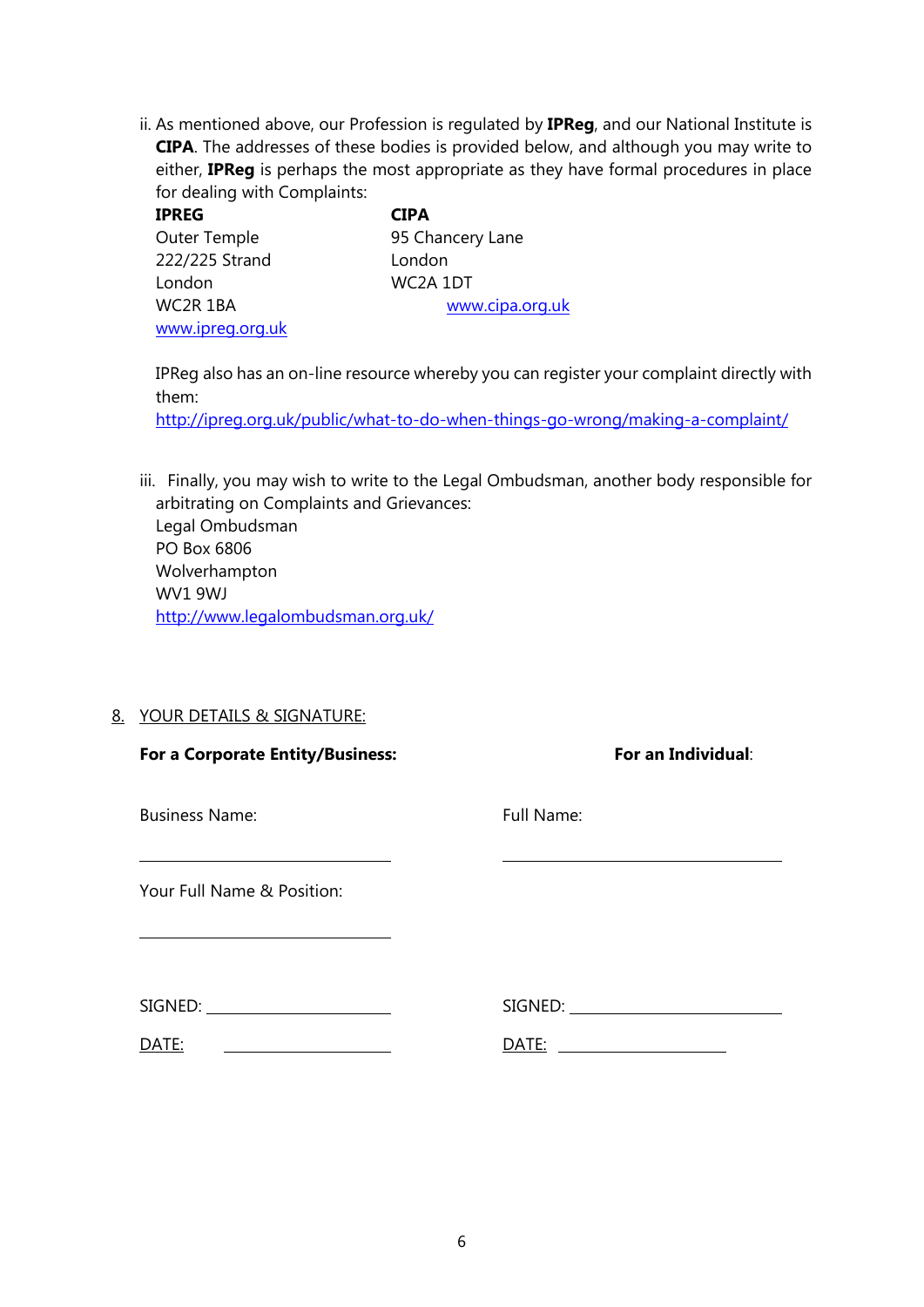ii. As mentioned above, our Profession is regulated by **IPReg**, and our National Institute is **CIPA**. The addresses of these bodies is provided below, and although you may write to either, **IPReg** is perhaps the most appropriate as they have formal procedures in place for dealing with Complaints:

| **IPREG** | **CIPA** |
|---|---|
| Outer Temple | 95 Chancery Lane |
| 222/225 Strand | London |
| London | WC2A 1DT |
| WC2R 1BA | www.cipa.org.uk |
| www.ipreg.org.uk | |

IPReg also has an on-line resource whereby you can register your complaint directly with them:
http://ipreg.org.uk/public/what-to-do-when-things-go-wrong/making-a-complaint/

iii. Finally, you may wish to write to the Legal Ombudsman, another body responsible for arbitrating on Complaints and Grievances:
Legal Ombudsman
PO Box 6806
Wolverhampton
WV1 9WJ
http://www.legalombudsman.org.uk/

## 8. YOUR DETAILS & SIGNATURE:

**For a Corporate Entity/Business:**

Business Name:

______________________________

Your Full Name & Position:

______________________________

SIGNED: ______________________

DATE: ______________________

**For an Individual**:

Full Name:

______________________________

SIGNED: ______________________

DATE: ______________________